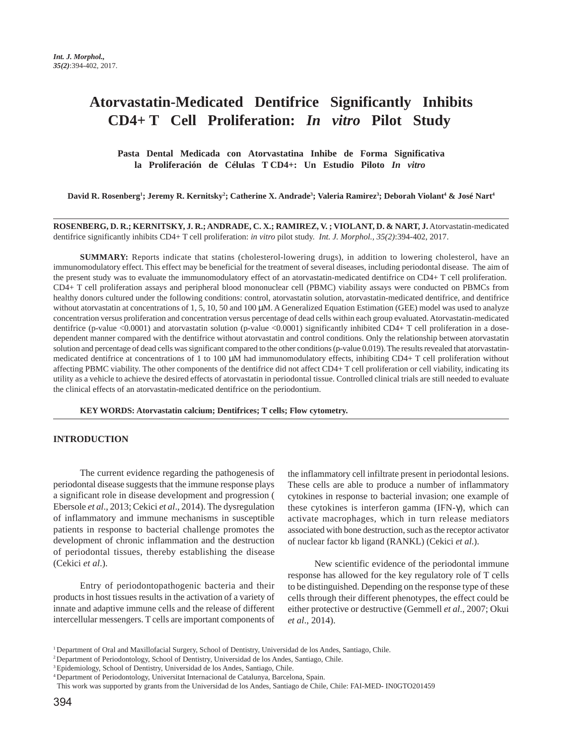# Atorvastatin-Medicated Dentifrice Significantly Inhibits CD4+ T Cell Proliferation: *In vitro* Pilot Study

## Pasta Dental Medicada con Atorvastatina Inhibe de Forma Significativa la Proliferación de Células T CD4+: Un Estudio Piloto *In vitro*

**David R. Rosenberg[1]; Jeremy R. Kernitsky[2]; Catherine X. Andrade[3]; Valeria Ramirez[3]; Deborah Violant[4] & José Nart[4]**

**ROSENBERG, D. R.; KERNITSKY, J. R.; ANDRADE, C. X.; RAMIREZ, V. ; VIOLANT, D. & NART, J.** Atorvastatin-medicated dentifrice significantly inhibits CD4+ T cell proliferation: *in vitro* pilot study. *Int. J. Morphol., 35(2)*:394-402, 2017.

**SUMMARY:** Reports indicate that statins (cholesterol-lowering drugs), in addition to lowering cholesterol, have an immunomodulatory effect. This effect may be beneficial for the treatment of several diseases, including periodontal disease. The aim of the present study was to evaluate the immunomodulatory effect of an atorvastatin-medicated dentifrice on CD4+ T cell proliferation. CD4+ T cell proliferation assays and peripheral blood mononuclear cell (PBMC) viability assays were conducted on PBMCs from healthy donors cultured under the following conditions: control, atorvastatin solution, atorvastatin-medicated dentifrice, and dentifrice without atorvastatin at concentrations of 1, 5, 10, 50 and 100 µM. A Generalized Equation Estimation (GEE) model was used to analyze concentration versus proliferation and concentration versus percentage of dead cells within each group evaluated. Atorvastatin-medicated dentifrice (p-value <0.0001) and atorvastatin solution (p-value <0.0001) significantly inhibited CD4+ T cell proliferation in a dose-dependent manner compared with the dentifrice without atorvastatin and control conditions. Only the relationship between atorvastatin solution and percentage of dead cells was significant compared to the other conditions (p-value 0.019). The results revealed that atorvastatin-medicated dentifrice at concentrations of 1 to 100 µM had immunomodulatory effects, inhibiting CD4+ T cell proliferation without affecting PBMC viability. The other components of the dentifrice did not affect CD4+ T cell proliferation or cell viability, indicating its utility as a vehicle to achieve the desired effects of atorvastatin in periodontal tissue. Controlled clinical trials are still needed to evaluate the clinical effects of an atorvastatin-medicated dentifrice on the periodontium.

**KEY WORDS: Atorvastatin calcium; Dentifrices; T cells; Flow cytometry.**

## INTRODUCTION

The current evidence regarding the pathogenesis of periodontal disease suggests that the immune response plays a significant role in disease development and progression ( Ebersole *et al*., 2013; Cekici *et al*., 2014). The dysregulation of inflammatory and immune mechanisms in susceptible patients in response to bacterial challenge promotes the development of chronic inflammation and the destruction of periodontal tissues, thereby establishing the disease (Cekici *et al*.).

Entry of periodontopathogenic bacteria and their products in host tissues results in the activation of a variety of innate and adaptive immune cells and the release of different intercellular messengers. T cells are important components of the inflammatory cell infiltrate present in periodontal lesions. These cells are able to produce a number of inflammatory cytokines in response to bacterial invasion; one example of these cytokines is interferon gamma (IFN-γ), which can activate macrophages, which in turn release mediators associated with bone destruction, such as the receptor activator of nuclear factor kb ligand (RANKL) (Cekici *et al*.).

New scientific evidence of the periodontal immune response has allowed for the key regulatory role of T cells to be distinguished. Depending on the response type of these cells through their different phenotypes, the effect could be either protective or destructive (Gemmell *et al*., 2007; Okui *et al*., 2014).

[1] Department of Oral and Maxillofacial Surgery, School of Dentistry, Universidad de los Andes, Santiago, Chile.
[2] Department of Periodontology, School of Dentistry, Universidad de los Andes, Santiago, Chile.
[3] Epidemiology, School of Dentistry, Universidad de los Andes, Santiago, Chile.
[4] Department of Periodontology, Universitat Internacional de Catalunya, Barcelona, Spain.
This work was supported by grants from the Universidad de los Andes, Santiago de Chile, Chile: FAI-MED- IN0GTO201459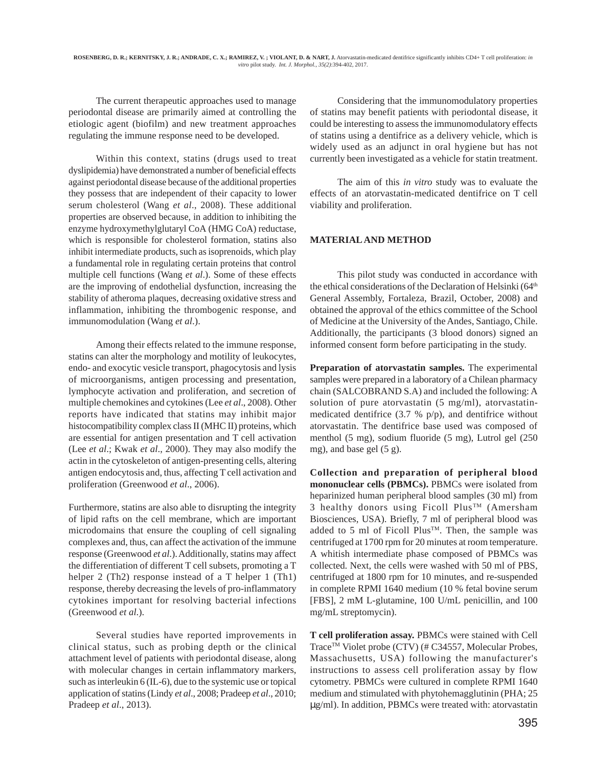The current therapeutic approaches used to manage periodontal disease are primarily aimed at controlling the etiologic agent (biofilm) and new treatment approaches regulating the immune response need to be developed.

Within this context, statins (drugs used to treat dyslipidemia) have demonstrated a number of beneficial effects against periodontal disease because of the additional properties they possess that are independent of their capacity to lower serum cholesterol (Wang *et al*., 2008). These additional properties are observed because, in addition to inhibiting the enzyme hydroxymethylglutaryl CoA (HMG CoA) reductase, which is responsible for cholesterol formation, statins also inhibit intermediate products, such as isoprenoids, which play a fundamental role in regulating certain proteins that control multiple cell functions (Wang *et al*.). Some of these effects are the improving of endothelial dysfunction, increasing the stability of atheroma plaques, decreasing oxidative stress and inflammation, inhibiting the thrombogenic response, and immunomodulation (Wang *et al*.).

Among their effects related to the immune response, statins can alter the morphology and motility of leukocytes, endo- and exocytic vesicle transport, phagocytosis and lysis of microorganisms, antigen processing and presentation, lymphocyte activation and proliferation, and secretion of multiple chemokines and cytokines (Lee *et al*., 2008). Other reports have indicated that statins may inhibit major histocompatibility complex class II (MHC II) proteins, which are essential for antigen presentation and T cell activation (Lee *et al*.; Kwak *et al*., 2000). They may also modify the actin in the cytoskeleton of antigen-presenting cells, altering antigen endocytosis and, thus, affecting T cell activation and proliferation (Greenwood *et al*., 2006).

Furthermore, statins are also able to disrupting the integrity of lipid rafts on the cell membrane, which are important microdomains that ensure the coupling of cell signaling complexes and, thus, can affect the activation of the immune response (Greenwood *et al*.). Additionally, statins may affect the differentiation of different T cell subsets, promoting a T helper 2 (Th2) response instead of a T helper 1 (Th1) response, thereby decreasing the levels of pro-inflammatory cytokines important for resolving bacterial infections (Greenwood *et al*.).

Several studies have reported improvements in clinical status, such as probing depth or the clinical attachment level of patients with periodontal disease, along with molecular changes in certain inflammatory markers, such as interleukin 6 (IL-6), due to the systemic use or topical application of statins (Lindy *et al*., 2008; Pradeep *et al*., 2010; Pradeep *et al*., 2013).

Considering that the immunomodulatory properties of statins may benefit patients with periodontal disease, it could be interesting to assess the immunomodulatory effects of statins using a dentifrice as a delivery vehicle, which is widely used as an adjunct in oral hygiene but has not currently been investigated as a vehicle for statin treatment.

The aim of this *in vitro* study was to evaluate the effects of an atorvastatin-medicated dentifrice on T cell viability and proliferation.

## MATERIAL AND METHOD

This pilot study was conducted in accordance with the ethical considerations of the Declaration of Helsinki (64th General Assembly, Fortaleza, Brazil, October, 2008) and obtained the approval of the ethics committee of the School of Medicine at the University of the Andes, Santiago, Chile. Additionally, the participants (3 blood donors) signed an informed consent form before participating in the study.

**Preparation of atorvastatin samples.** The experimental samples were prepared in a laboratory of a Chilean pharmacy chain (SALCOBRAND S.A) and included the following: A solution of pure atorvastatin (5 mg/ml), atorvastatin-medicated dentifrice (3.7 % p/p), and dentifrice without atorvastatin. The dentifrice base used was composed of menthol (5 mg), sodium fluoride (5 mg), Lutrol gel (250 mg), and base gel (5 g).

**Collection and preparation of peripheral blood mononuclear cells (PBMCs).** PBMCs were isolated from heparinized human peripheral blood samples (30 ml) from 3 healthy donors using Ficoll Plus™ (Amersham Biosciences, USA). Briefly, 7 ml of peripheral blood was added to 5 ml of Ficoll Plus™. Then, the sample was centrifuged at 1700 rpm for 20 minutes at room temperature. A whitish intermediate phase composed of PBMCs was collected. Next, the cells were washed with 50 ml of PBS, centrifuged at 1800 rpm for 10 minutes, and re-suspended in complete RPMI 1640 medium (10 % fetal bovine serum [FBS], 2 mM L-glutamine, 100 U/mL penicillin, and 100 mg/mL streptomycin).

**T cell proliferation assay.** PBMCs were stained with Cell Trace™ Violet probe (CTV) (# C34557, Molecular Probes, Massachusetts, USA) following the manufacturer's instructions to assess cell proliferation assay by flow cytometry. PBMCs were cultured in complete RPMI 1640 medium and stimulated with phytohemagglutinin (PHA; 25 μg/ml). In addition, PBMCs were treated with: atorvastatin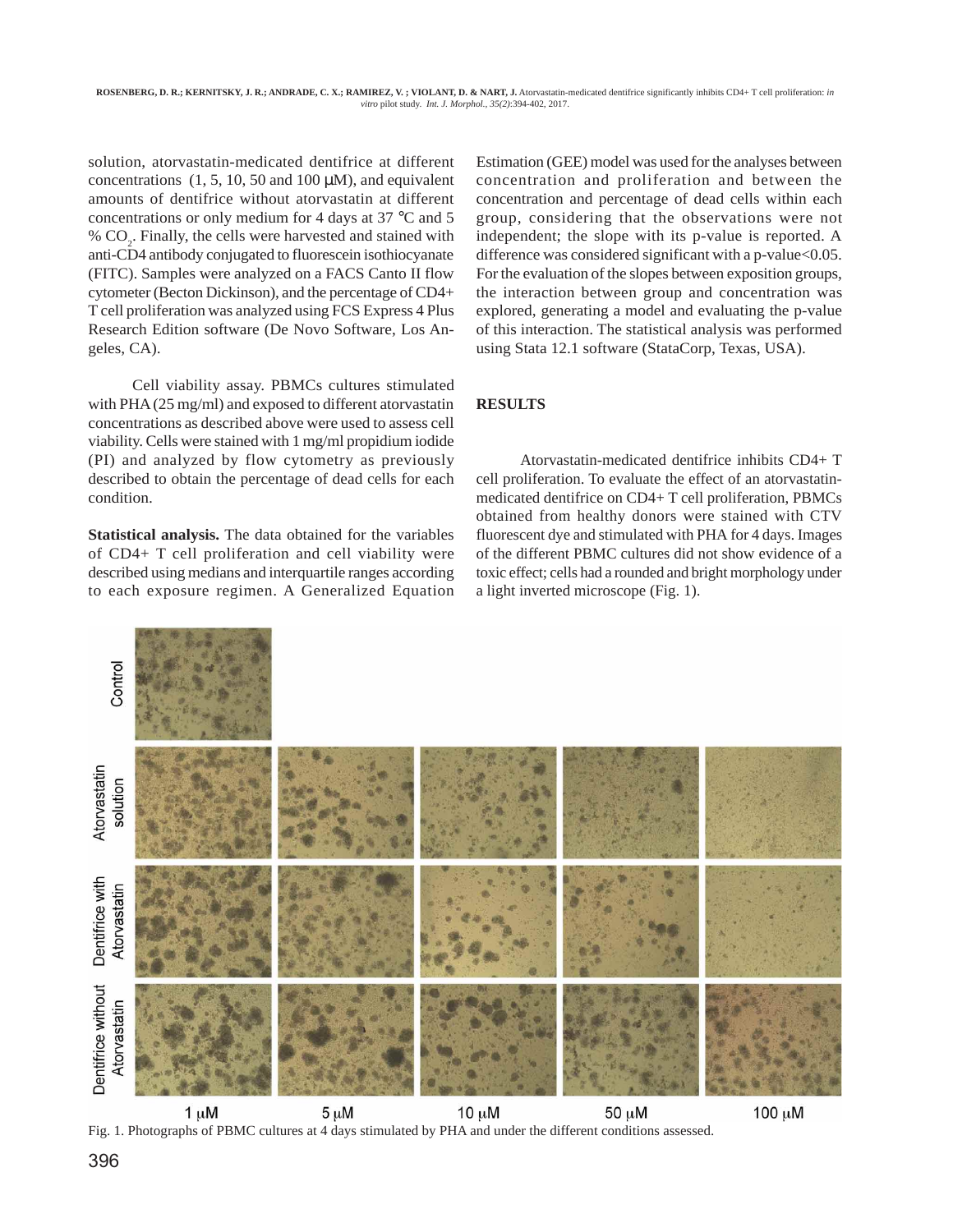solution, atorvastatin-medicated dentifrice at different concentrations (1, 5, 10, 50 and 100 μM), and equivalent amounts of dentifrice without atorvastatin at different concentrations or only medium for 4 days at 37 °C and 5 % $CO_2$. Finally, the cells were harvested and stained with anti-CD4 antibody conjugated to fluorescein isothiocyanate (FITC). Samples were analyzed on a FACS Canto II flow cytometer (Becton Dickinson), and the percentage of CD4+ T cell proliferation was analyzed using FCS Express 4 Plus Research Edition software (De Novo Software, Los Angeles, CA).

Cell viability assay. PBMCs cultures stimulated with PHA (25 mg/ml) and exposed to different atorvastatin concentrations as described above were used to assess cell viability. Cells were stained with 1 mg/ml propidium iodide (PI) and analyzed by flow cytometry as previously described to obtain the percentage of dead cells for each condition.

**Statistical analysis.** The data obtained for the variables of CD4+ T cell proliferation and cell viability were described using medians and interquartile ranges according to each exposure regimen. A Generalized Equation Estimation (GEE) model was used for the analyses between concentration and proliferation and between the concentration and percentage of dead cells within each group, considering that the observations were not independent; the slope with its p-value is reported. A difference was considered significant with a p-value<0.05. For the evaluation of the slopes between exposition groups, the interaction between group and concentration was explored, generating a model and evaluating the p-value of this interaction. The statistical analysis was performed using Stata 12.1 software (StataCorp, Texas, USA).

## RESULTS

Atorvastatin-medicated dentifrice inhibits CD4+ T cell proliferation. To evaluate the effect of an atorvastatin-medicated dentifrice on CD4+ T cell proliferation, PBMCs obtained from healthy donors were stained with CTV fluorescent dye and stimulated with PHA for 4 days. Images of the different PBMC cultures did not show evidence of a toxic effect; cells had a rounded and bright morphology under a light inverted microscope (Fig. 1).

Fig. 1. Photographs of PBMC cultures at 4 days stimulated by PHA and under the different conditions assessed.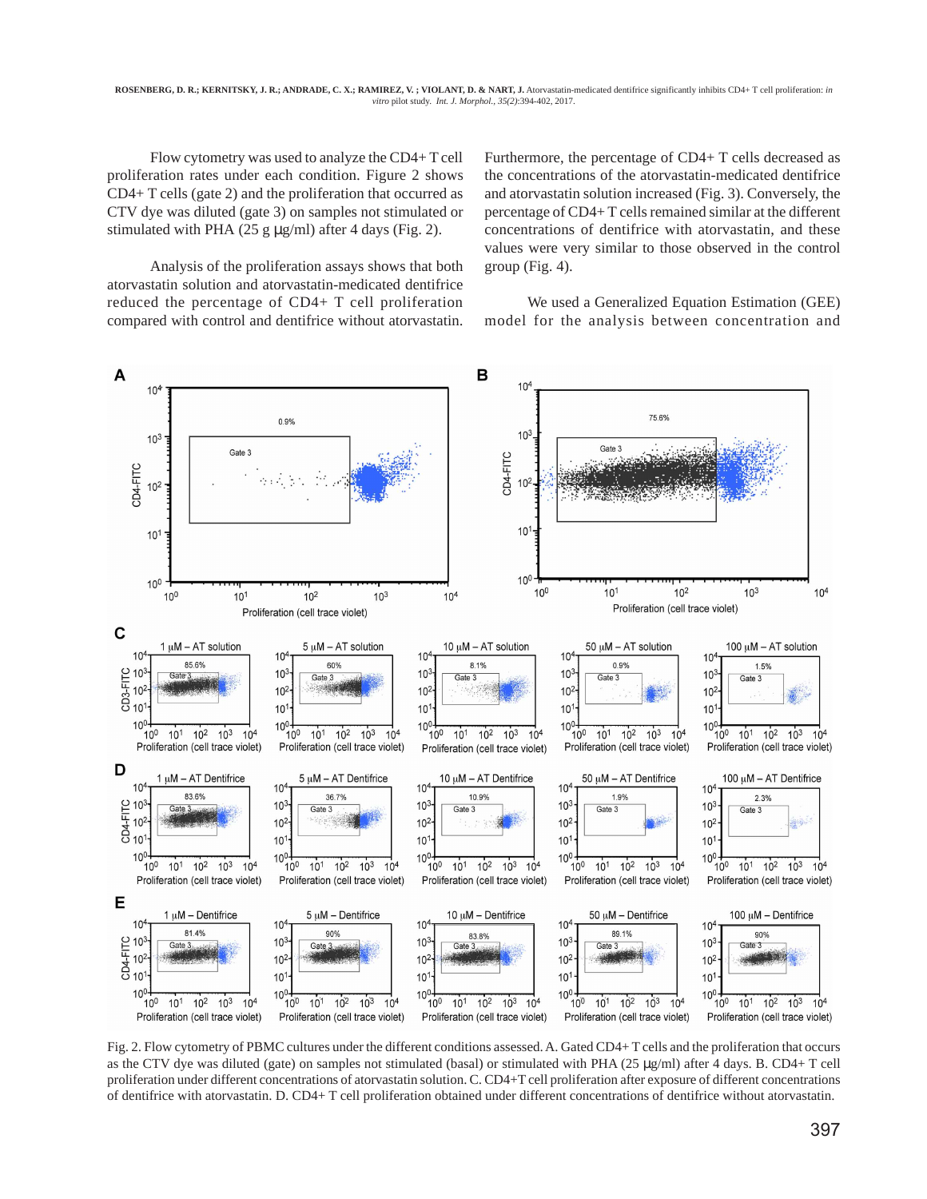Flow cytometry was used to analyze the CD4+ T cell proliferation rates under each condition. Figure 2 shows CD4+ T cells (gate 2) and the proliferation that occurred as CTV dye was diluted (gate 3) on samples not stimulated or stimulated with PHA (25 g µg/ml) after 4 days (Fig. 2).

Analysis of the proliferation assays shows that both atorvastatin solution and atorvastatin-medicated dentifrice reduced the percentage of CD4+ T cell proliferation compared with control and dentifrice without atorvastatin. Furthermore, the percentage of CD4+ T cells decreased as the concentrations of the atorvastatin-medicated dentifrice and atorvastatin solution increased (Fig. 3). Conversely, the percentage of CD4+ T cells remained similar at the different concentrations of dentifrice with atorvastatin, and these values were very similar to those observed in the control group (Fig. 4).

We used a Generalized Equation Estimation (GEE) model for the analysis between concentration and

Fig. 2. Flow cytometry of PBMC cultures under the different conditions assessed. A. Gated CD4+ T cells and the proliferation that occurs as the CTV dye was diluted (gate) on samples not stimulated (basal) or stimulated with PHA (25 µg/ml) after 4 days. B. CD4+ T cell proliferation under different concentrations of atorvastatin solution. C. CD4+T cell proliferation after exposure of different concentrations of dentifrice with atorvastatin. D. CD4+ T cell proliferation obtained under different concentrations of dentifrice without atorvastatin.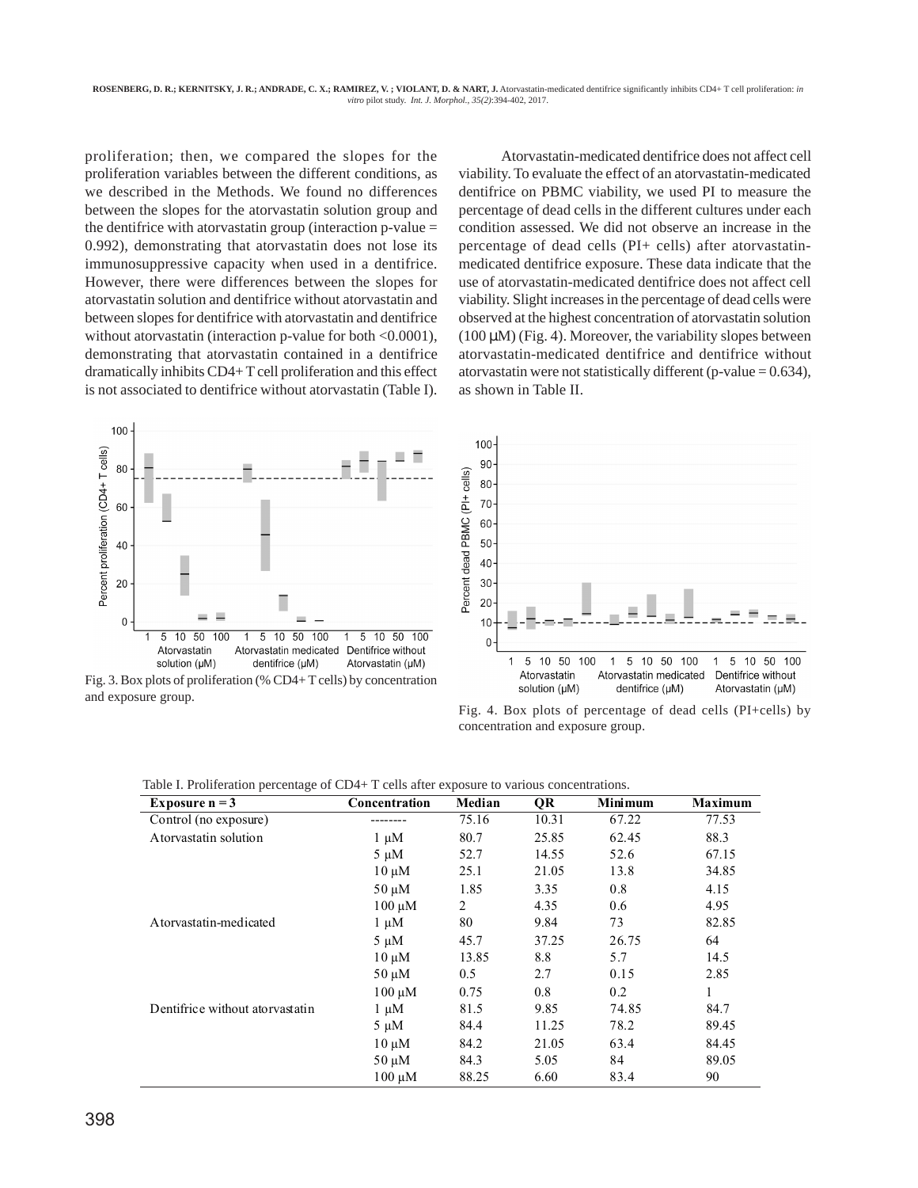proliferation; then, we compared the slopes for the proliferation variables between the different conditions, as we described in the Methods. We found no differences between the slopes for the atorvastatin solution group and the dentifrice with atorvastatin group (interaction p-value = 0.992), demonstrating that atorvastatin does not lose its immunosuppressive capacity when used in a dentifrice. However, there were differences between the slopes for atorvastatin solution and dentifrice without atorvastatin and between slopes for dentifrice with atorvastatin and dentifrice without atorvastatin (interaction p-value for both <0.0001), demonstrating that atorvastatin contained in a dentifrice dramatically inhibits CD4+ T cell proliferation and this effect is not associated to dentifrice without atorvastatin (Table I).

Atorvastatin-medicated dentifrice does not affect cell viability. To evaluate the effect of an atorvastatin-medicated dentifrice on PBMC viability, we used PI to measure the percentage of dead cells in the different cultures under each condition assessed. We did not observe an increase in the percentage of dead cells (PI+ cells) after atorvastatin-medicated dentifrice exposure. These data indicate that the use of atorvastatin-medicated dentifrice does not affect cell viability. Slight increases in the percentage of dead cells were observed at the highest concentration of atorvastatin solution (100 μM) (Fig. 4). Moreover, the variability slopes between atorvastatin-medicated dentifrice and dentifrice without atorvastatin were not statistically different (p-value = 0.634), as shown in Table II.

Fig. 3. Box plots of proliferation (% CD4+ T cells) by concentration and exposure group.

Fig. 4. Box plots of percentage of dead cells (PI+cells) by concentration and exposure group.

Table I. Proliferation percentage of CD4+ T cells after exposure to various concentrations.

| Exposure n = 3 | Concentration | Median | QR | Minimum | Maximum |
|---|---|---|---|---|---|
| Control (no exposure) | -------- | 75.16 | 10.31 | 67.22 | 77.53 |
| Atorvastatin solution | 1 μM | 80.7 | 25.85 | 62.45 | 88.3 |
| | 5 μM | 52.7 | 14.55 | 52.6 | 67.15 |
| | 10 μM | 25.1 | 21.05 | 13.8 | 34.85 |
| | 50 μM | 1.85 | 3.35 | 0.8 | 4.15 |
| | 100 μM | 2 | 4.35 | 0.6 | 4.95 |
| Atorvastatin-medicated | 1 μM | 80 | 9.84 | 73 | 82.85 |
| | 5 μM | 45.7 | 37.25 | 26.75 | 64 |
| | 10 μM | 13.85 | 8.8 | 5.7 | 14.5 |
| | 50 μM | 0.5 | 2.7 | 0.15 | 2.85 |
| | 100 μM | 0.75 | 0.8 | 0.2 | 1 |
| Dentifrice without atorvastatin | 1 μM | 81.5 | 9.85 | 74.85 | 84.7 |
| | 5 μM | 84.4 | 11.25 | 78.2 | 89.45 |
| | 10 μM | 84.2 | 21.05 | 63.4 | 84.45 |
| | 50 μM | 84.3 | 5.05 | 84 | 89.05 |
| | 100 μM | 88.25 | 6.60 | 83.4 | 90 |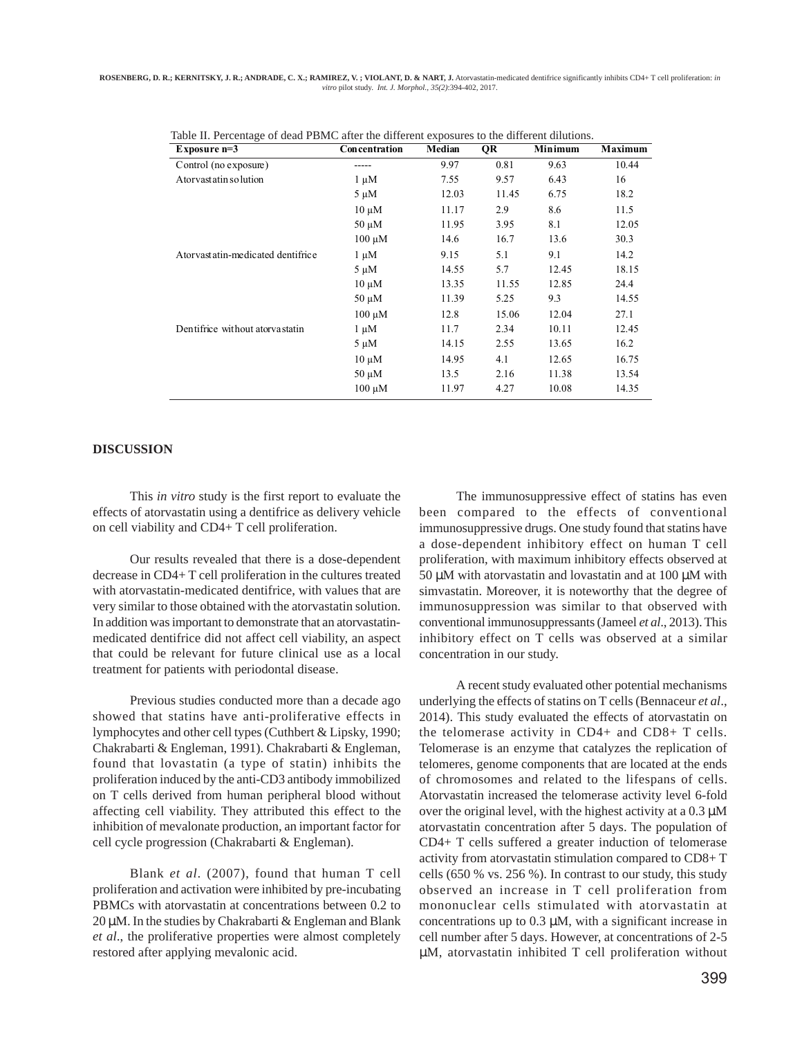Table II. Percentage of dead PBMC after the different exposures to the different dilutions.

| Exposure n=3 | Concentration | Median | QR | Minimum | Maximum |
|---|---|---|---|---|---|
| Control (no exposure) | ----- | 9.97 | 0.81 | 9.63 | 10.44 |
| Atorvastatin solution | 1 μM | 7.55 | 9.57 | 6.43 | 16 |
| | 5 μM | 12.03 | 11.45 | 6.75 | 18.2 |
| | 10 μM | 11.17 | 2.9 | 8.6 | 11.5 |
| | 50 μM | 11.95 | 3.95 | 8.1 | 12.05 |
| | 100 μM | 14.6 | 16.7 | 13.6 | 30.3 |
| Atorvastatin-medicated dentifrice | 1 μM | 9.15 | 5.1 | 9.1 | 14.2 |
| | 5 μM | 14.55 | 5.7 | 12.45 | 18.15 |
| | 10 μM | 13.35 | 11.55 | 12.85 | 24.4 |
| | 50 μM | 11.39 | 5.25 | 9.3 | 14.55 |
| | 100 μM | 12.8 | 15.06 | 12.04 | 27.1 |
| Dentifrice without atorvastatin | 1 μM | 11.7 | 2.34 | 10.11 | 12.45 |
| | 5 μM | 14.15 | 2.55 | 13.65 | 16.2 |
| | 10 μM | 14.95 | 4.1 | 12.65 | 16.75 |
| | 50 μM | 13.5 | 2.16 | 11.38 | 13.54 |
| | 100 μM | 11.97 | 4.27 | 10.08 | 14.35 |

## DISCUSSION

This *in vitro* study is the first report to evaluate the effects of atorvastatin using a dentifrice as delivery vehicle on cell viability and CD4+ T cell proliferation.

Our results revealed that there is a dose-dependent decrease in CD4+ T cell proliferation in the cultures treated with atorvastatin-medicated dentifrice, with values that are very similar to those obtained with the atorvastatin solution. In addition was important to demonstrate that an atorvastatin-medicated dentifrice did not affect cell viability, an aspect that could be relevant for future clinical use as a local treatment for patients with periodontal disease.

Previous studies conducted more than a decade ago showed that statins have anti-proliferative effects in lymphocytes and other cell types (Cuthbert & Lipsky, 1990; Chakrabarti & Engleman, 1991). Chakrabarti & Engleman, found that lovastatin (a type of statin) inhibits the proliferation induced by the anti-CD3 antibody immobilized on T cells derived from human peripheral blood without affecting cell viability. They attributed this effect to the inhibition of mevalonate production, an important factor for cell cycle progression (Chakrabarti & Engleman).

Blank *et al*. (2007), found that human T cell proliferation and activation were inhibited by pre-incubating PBMCs with atorvastatin at concentrations between 0.2 to 20 μM. In the studies by Chakrabarti & Engleman and Blank *et al*., the proliferative properties were almost completely restored after applying mevalonic acid.

The immunosuppressive effect of statins has even been compared to the effects of conventional immunosuppressive drugs. One study found that statins have a dose-dependent inhibitory effect on human T cell proliferation, with maximum inhibitory effects observed at 50 μM with atorvastatin and lovastatin and at 100 μM with simvastatin. Moreover, it is noteworthy that the degree of immunosuppression was similar to that observed with conventional immunosuppressants (Jameel *et al*., 2013). This inhibitory effect on T cells was observed at a similar concentration in our study.

A recent study evaluated other potential mechanisms underlying the effects of statins on T cells (Bennaceur *et al*., 2014). This study evaluated the effects of atorvastatin on the telomerase activity in CD4+ and CD8+ T cells. Telomerase is an enzyme that catalyzes the replication of telomeres, genome components that are located at the ends of chromosomes and related to the lifespans of cells. Atorvastatin increased the telomerase activity level 6-fold over the original level, with the highest activity at a 0.3 μM atorvastatin concentration after 5 days. The population of CD4+ T cells suffered a greater induction of telomerase activity from atorvastatin stimulation compared to CD8+ T cells (650 % vs. 256 %). In contrast to our study, this study observed an increase in T cell proliferation from mononuclear cells stimulated with atorvastatin at concentrations up to 0.3 μM, with a significant increase in cell number after 5 days. However, at concentrations of 2-5 μM, atorvastatin inhibited T cell proliferation without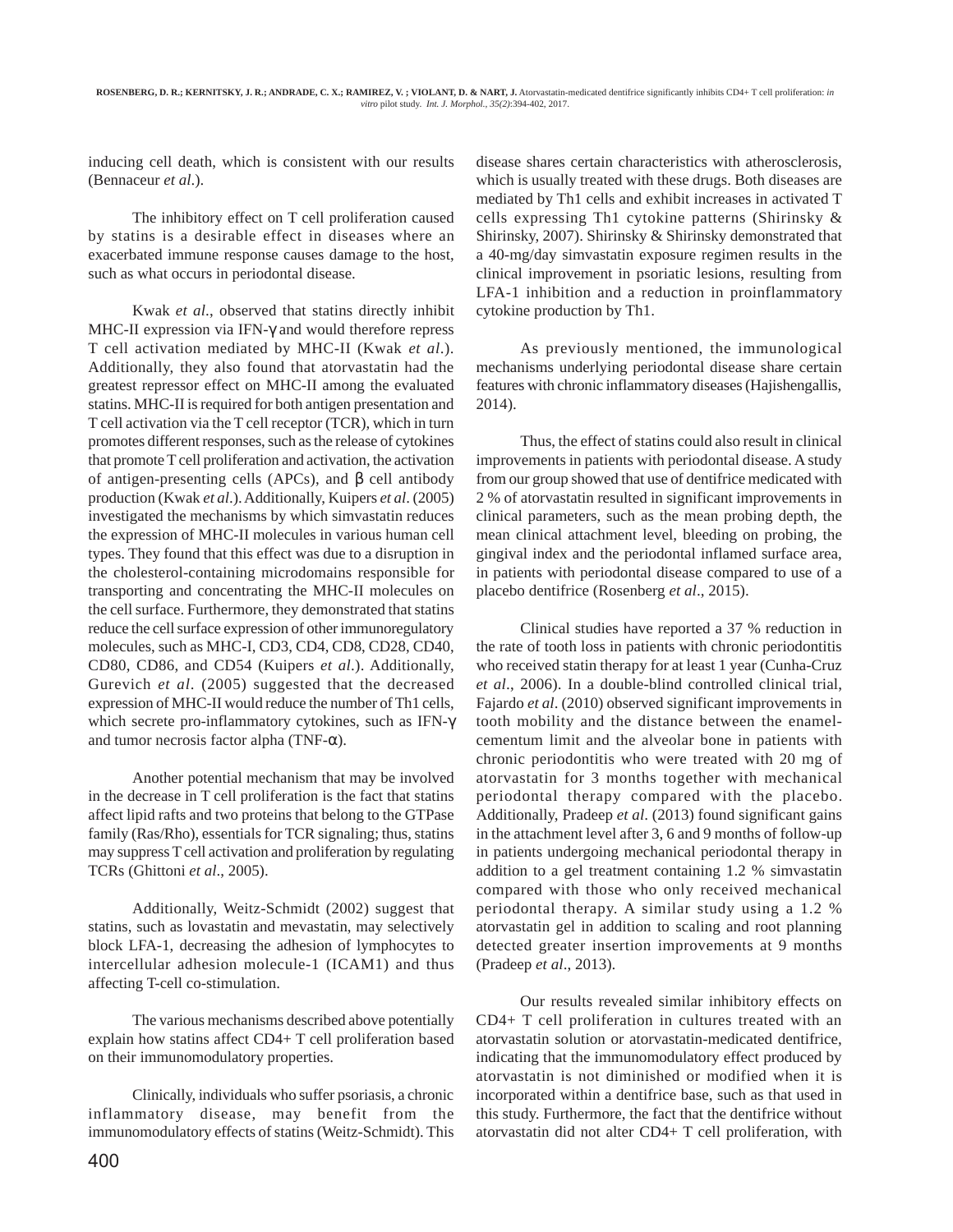inducing cell death, which is consistent with our results (Bennaceur *et al*.).

The inhibitory effect on T cell proliferation caused by statins is a desirable effect in diseases where an exacerbated immune response causes damage to the host, such as what occurs in periodontal disease.

Kwak *et al*., observed that statins directly inhibit MHC-II expression via IFN-γ and would therefore repress T cell activation mediated by MHC-II (Kwak *et al*.). Additionally, they also found that atorvastatin had the greatest repressor effect on MHC-II among the evaluated statins. MHC-II is required for both antigen presentation and T cell activation via the T cell receptor (TCR), which in turn promotes different responses, such as the release of cytokines that promote T cell proliferation and activation, the activation of antigen-presenting cells (APCs), and β cell antibody production (Kwak *et al*.). Additionally, Kuipers *et al*. (2005) investigated the mechanisms by which simvastatin reduces the expression of MHC-II molecules in various human cell types. They found that this effect was due to a disruption in the cholesterol-containing microdomains responsible for transporting and concentrating the MHC-II molecules on the cell surface. Furthermore, they demonstrated that statins reduce the cell surface expression of other immunoregulatory molecules, such as MHC-I, CD3, CD4, CD8, CD28, CD40, CD80, CD86, and CD54 (Kuipers *et al*.). Additionally, Gurevich *et al*. (2005) suggested that the decreased expression of MHC-II would reduce the number of Th1 cells, which secrete pro-inflammatory cytokines, such as IFN-γ and tumor necrosis factor alpha (TNF-α).

Another potential mechanism that may be involved in the decrease in T cell proliferation is the fact that statins affect lipid rafts and two proteins that belong to the GTPase family (Ras/Rho), essentials for TCR signaling; thus, statins may suppress T cell activation and proliferation by regulating TCRs (Ghittoni *et al*., 2005).

Additionally, Weitz-Schmidt (2002) suggest that statins, such as lovastatin and mevastatin, may selectively block LFA-1, decreasing the adhesion of lymphocytes to intercellular adhesion molecule-1 (ICAM1) and thus affecting T-cell co-stimulation.

The various mechanisms described above potentially explain how statins affect CD4+ T cell proliferation based on their immunomodulatory properties.

Clinically, individuals who suffer psoriasis, a chronic inflammatory disease, may benefit from the immunomodulatory effects of statins (Weitz-Schmidt). This disease shares certain characteristics with atherosclerosis, which is usually treated with these drugs. Both diseases are mediated by Th1 cells and exhibit increases in activated T cells expressing Th1 cytokine patterns (Shirinsky & Shirinsky, 2007). Shirinsky & Shirinsky demonstrated that a 40-mg/day simvastatin exposure regimen results in the clinical improvement in psoriatic lesions, resulting from LFA-1 inhibition and a reduction in proinflammatory cytokine production by Th1.

As previously mentioned, the immunological mechanisms underlying periodontal disease share certain features with chronic inflammatory diseases (Hajishengallis, 2014).

Thus, the effect of statins could also result in clinical improvements in patients with periodontal disease. A study from our group showed that use of dentifrice medicated with 2 % of atorvastatin resulted in significant improvements in clinical parameters, such as the mean probing depth, the mean clinical attachment level, bleeding on probing, the gingival index and the periodontal inflamed surface area, in patients with periodontal disease compared to use of a placebo dentifrice (Rosenberg *et al*., 2015).

Clinical studies have reported a 37 % reduction in the rate of tooth loss in patients with chronic periodontitis who received statin therapy for at least 1 year (Cunha-Cruz *et al*., 2006). In a double-blind controlled clinical trial, Fajardo *et al*. (2010) observed significant improvements in tooth mobility and the distance between the enamel-cementum limit and the alveolar bone in patients with chronic periodontitis who were treated with 20 mg of atorvastatin for 3 months together with mechanical periodontal therapy compared with the placebo. Additionally, Pradeep *et al*. (2013) found significant gains in the attachment level after 3, 6 and 9 months of follow-up in patients undergoing mechanical periodontal therapy in addition to a gel treatment containing 1.2 % simvastatin compared with those who only received mechanical periodontal therapy. A similar study using a 1.2 % atorvastatin gel in addition to scaling and root planning detected greater insertion improvements at 9 months (Pradeep *et al*., 2013).

Our results revealed similar inhibitory effects on CD4+ T cell proliferation in cultures treated with an atorvastatin solution or atorvastatin-medicated dentifrice, indicating that the immunomodulatory effect produced by atorvastatin is not diminished or modified when it is incorporated within a dentifrice base, such as that used in this study. Furthermore, the fact that the dentifrice without atorvastatin did not alter CD4+ T cell proliferation, with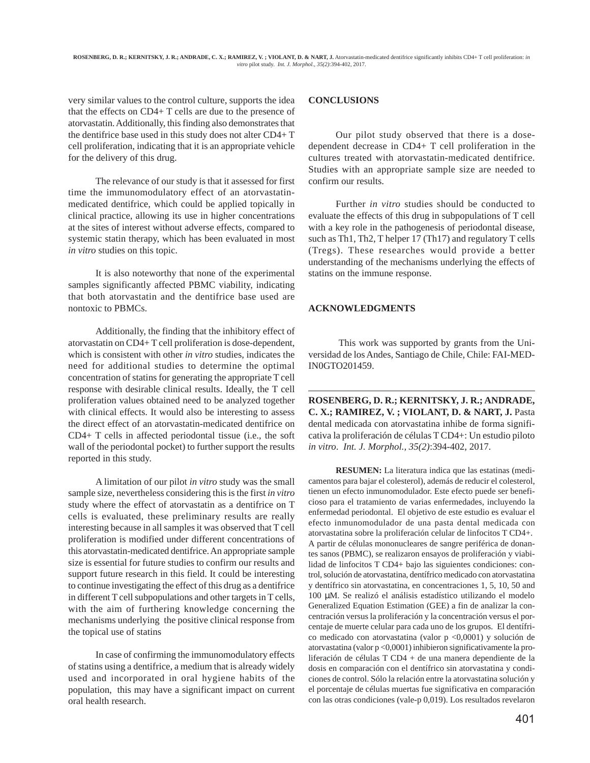very similar values to the control culture, supports the idea that the effects on CD4+ T cells are due to the presence of atorvastatin. Additionally, this finding also demonstrates that the dentifrice base used in this study does not alter CD4+ T cell proliferation, indicating that it is an appropriate vehicle for the delivery of this drug.

The relevance of our study is that it assessed for first time the immunomodulatory effect of an atorvastatin-medicated dentifrice, which could be applied topically in clinical practice, allowing its use in higher concentrations at the sites of interest without adverse effects, compared to systemic statin therapy, which has been evaluated in most *in vitro* studies on this topic.

It is also noteworthy that none of the experimental samples significantly affected PBMC viability, indicating that both atorvastatin and the dentifrice base used are nontoxic to PBMCs.

Additionally, the finding that the inhibitory effect of atorvastatin on CD4+ T cell proliferation is dose-dependent, which is consistent with other *in vitro* studies, indicates the need for additional studies to determine the optimal concentration of statins for generating the appropriate T cell response with desirable clinical results. Ideally, the T cell proliferation values obtained need to be analyzed together with clinical effects. It would also be interesting to assess the direct effect of an atorvastatin-medicated dentifrice on CD4+ T cells in affected periodontal tissue (i.e., the soft wall of the periodontal pocket) to further support the results reported in this study.

A limitation of our pilot *in vitro* study was the small sample size, nevertheless considering this is the first *in vitro* study where the effect of atorvastatin as a dentifrice on T cells is evaluated, these preliminary results are really interesting because in all samples it was observed that T cell proliferation is modified under different concentrations of this atorvastatin-medicated dentifrice. An appropriate sample size is essential for future studies to confirm our results and support future research in this field. It could be interesting to continue investigating the effect of this drug as a dentifrice in different T cell subpopulations and other targets in T cells, with the aim of furthering knowledge concerning the mechanisms underlying the positive clinical response from the topical use of statins

In case of confirming the immunomodulatory effects of statins using a dentifrice, a medium that is already widely used and incorporated in oral hygiene habits of the population, this may have a significant impact on current oral health research.

## CONCLUSIONS

Our pilot study observed that there is a dose-dependent decrease in CD4+ T cell proliferation in the cultures treated with atorvastatin-medicated dentifrice. Studies with an appropriate sample size are needed to confirm our results.

Further *in vitro* studies should be conducted to evaluate the effects of this drug in subpopulations of T cell with a key role in the pathogenesis of periodontal disease, such as Th1, Th2, T helper 17 (Th17) and regulatory T cells (Tregs). These researches would provide a better understanding of the mechanisms underlying the effects of statins on the immune response.

## ACKNOWLEDGMENTS

This work was supported by grants from the Universidad de los Andes, Santiago de Chile, Chile: FAI-MED-IN0GTO201459.

---

**ROSENBERG, D. R.; KERNITSKY, J. R.; ANDRADE, C. X.; RAMIREZ, V. ; VIOLANT, D. & NART, J.** Pasta dental medicada con atorvastatina inhibe de forma significativa la proliferación de células T CD4+: Un estudio piloto *in vitro*. *Int. J. Morphol., 35(2)*:394-402, 2017.

**RESUMEN:** La literatura indica que las estatinas (medicamentos para bajar el colesterol), además de reducir el colesterol, tienen un efecto inmunomodulador. Este efecto puede ser beneficioso para el tratamiento de varias enfermedades, incluyendo la enfermedad periodontal. El objetivo de este estudio es evaluar el efecto inmunomodulador de una pasta dental medicada con atorvastatina sobre la proliferación celular de linfocitos T CD4+. A partir de células mononucleares de sangre periférica de donantes sanos (PBMC), se realizaron ensayos de proliferación y viabilidad de linfocitos T CD4+ bajo las siguientes condiciones: control, solución de atorvastatina, dentífrico medicado con atorvastatina y dentífrico sin atorvastatina, en concentraciones 1, 5, 10, 50 and 100 μM. Se realizó el análisis estadístico utilizando el modelo Generalized Equation Estimation (GEE) a fin de analizar la concentración versus la proliferación y la concentración versus el porcentaje de muerte celular para cada uno de los grupos. El dentífrico medicado con atorvastatina (valor p <0,0001) y solución de atorvastatina (valor p <0,0001) inhibieron significativamente la proliferación de células T CD4 + de una manera dependiente de la dosis en comparación con el dentífrico sin atorvastatina y condiciones de control. Sólo la relación entre la atorvastatina solución y el porcentaje de células muertas fue significativa en comparación con las otras condiciones (vale-p 0,019). Los resultados revelaron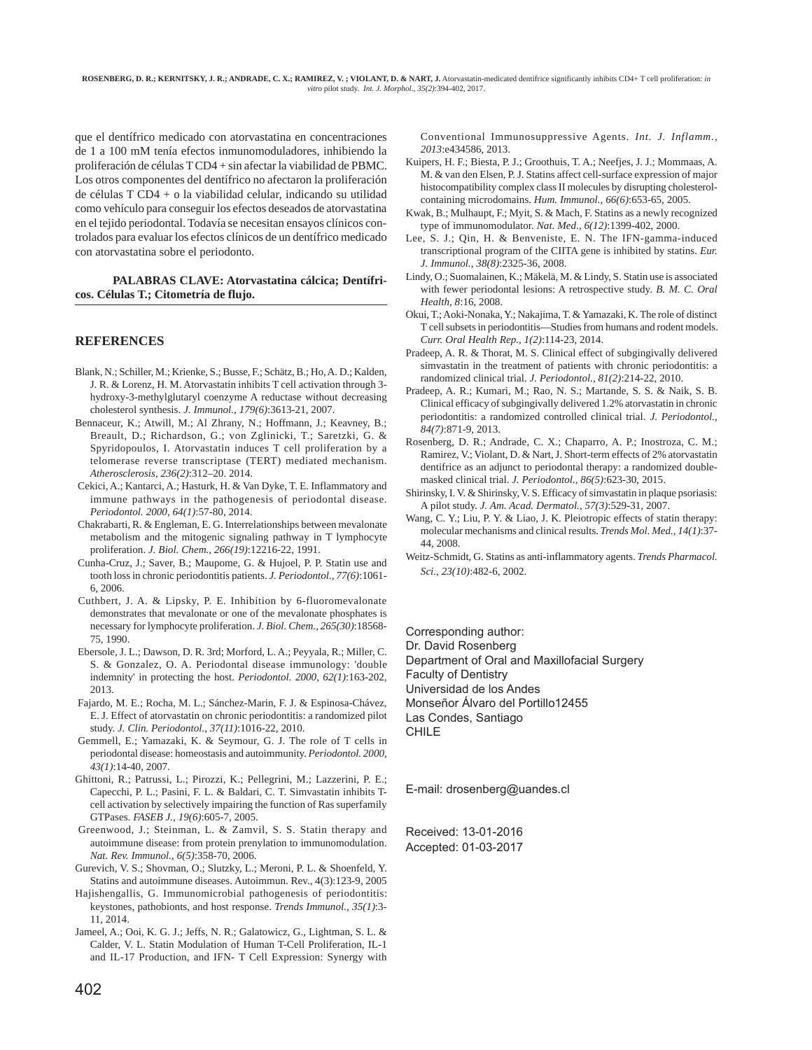que el dentífrico medicado con atorvastatina en concentraciones de 1 a 100 mM tenía efectos inmunomoduladores, inhibiendo la proliferación de células T CD4 + sin afectar la viabilidad de PBMC. Los otros componentes del dentífrico no afectaron la proliferación de células T CD4 + o la viabilidad celular, indicando su utilidad como vehículo para conseguir los efectos deseados de atorvastatina en el tejido periodontal. Todavía se necesitan ensayos clínicos controlados para evaluar los efectos clínicos de un dentífrico medicado con atorvastatina sobre el periodonto.

**PALABRAS CLAVE: Atorvastatina cálcica; Dentífricos. Células T.; Citometría de flujo.**

## REFERENCES

Blank, N.; Schiller, M.; Krienke, S.; Busse, F.; Schätz, B.; Ho, A. D.; Kalden, J. R. & Lorenz, H. M. Atorvastatin inhibits T cell activation through 3-hydroxy-3-methylglutaryl coenzyme A reductase without decreasing cholesterol synthesis. *J. Immunol., 179(6)*:3613-21, 2007.

Bennaceur, K.; Atwill, M.; Al Zhrany, N.; Hoffmann, J.; Keavney, B.; Breault, D.; Richardson, G.; von Zglinicki, T.; Saretzki, G. & Spyridopoulos, I. Atorvastatin induces T cell proliferation by a telomerase reverse transcriptase (TERT) mediated mechanism. *Atherosclerosis, 236(2)*:312–20. 2014.

Cekici, A.; Kantarci, A.; Hasturk, H. & Van Dyke, T. E. Inflammatory and immune pathways in the pathogenesis of periodontal disease. *Periodontol. 2000, 64(1)*:57-80, 2014.

Chakrabarti, R. & Engleman, E. G. Interrelationships between mevalonate metabolism and the mitogenic signaling pathway in T lymphocyte proliferation. *J. Biol. Chem., 266(19)*:12216-22, 1991.

Cunha-Cruz, J.; Saver, B.; Maupome, G. & Hujoel, P. P. Statin use and tooth loss in chronic periodontitis patients. *J. Periodontol., 77(6)*:1061-6, 2006.

Cuthbert, J. A. & Lipsky, P. E. Inhibition by 6-fluoromevalonate demonstrates that mevalonate or one of the mevalonate phosphates is necessary for lymphocyte proliferation. *J. Biol. Chem., 265(30)*:18568-75, 1990.

Ebersole, J. L.; Dawson, D. R. 3rd; Morford, L. A.; Peyyala, R.; Miller, C. S. & Gonzalez, O. A. Periodontal disease immunology: 'double indemnity' in protecting the host. *Periodontol. 2000, 62(1)*:163-202, 2013.

Fajardo, M. E.; Rocha, M. L.; Sánchez-Marin, F. J. & Espinosa-Chávez, E. J. Effect of atorvastatin on chronic periodontitis: a randomized pilot study. *J. Clin. Periodontol., 37(11)*:1016-22, 2010.

Gemmell, E.; Yamazaki, K. & Seymour, G. J. The role of T cells in periodontal disease: homeostasis and autoimmunity. *Periodontol. 2000, 43(1)*:14-40, 2007.

Ghittoni, R.; Patrussi, L.; Pirozzi, K.; Pellegrini, M.; Lazzerini, P. E.; Capecchi, P. L.; Pasini, F. L. & Baldari, C. T. Simvastatin inhibits T-cell activation by selectively impairing the function of Ras superfamily GTPases. *FASEB J., 19(6)*:605-7, 2005.

Greenwood, J.; Steinman, L. & Zamvil, S. S. Statin therapy and autoimmune disease: from protein prenylation to immunomodulation. *Nat. Rev. Immunol., 6(5)*:358-70, 2006.

Gurevich, V. S.; Shovman, O.; Slutzky, L.; Meroni, P. L. & Shoenfeld, Y. Statins and autoimmune diseases. Autoimmun. Rev., 4(3):123-9, 2005

Hajishengallis, G. Immunomicrobial pathogenesis of periodontitis: keystones, pathobionts, and host response. *Trends Immunol., 35(1)*:3-11, 2014.

Jameel, A.; Ooi, K. G. J.; Jeffs, N. R.; Galatowicz, G., Lightman, S. L. & Calder, V. L. Statin Modulation of Human T-Cell Proliferation, IL-1 and IL-17 Production, and IFN- T Cell Expression: Synergy with Conventional Immunosuppressive Agents. *Int. J. Inflamm., 2013*:e434586, 2013.

Kuipers, H. F.; Biesta, P. J.; Groothuis, T. A.; Neefjes, J. J.; Mommaas, A. M. & van den Elsen, P. J. Statins affect cell-surface expression of major histocompatibility complex class II molecules by disrupting cholesterol-containing microdomains. *Hum. Immunol., 66(6)*:653-65, 2005.

Kwak, B.; Mulhaupt, F.; Myit, S. & Mach, F. Statins as a newly recognized type of immunomodulator. *Nat. Med., 6(12)*:1399-402, 2000.

Lee, S. J.; Qin, H. & Benveniste, E. N. The IFN-gamma-induced transcriptional program of the CIITA gene is inhibited by statins. *Eur. J. Immunol., 38(8)*:2325-36, 2008.

Lindy, O.; Suomalainen, K.; Mäkelä, M. & Lindy, S. Statin use is associated with fewer periodontal lesions: A retrospective study. *B. M. C. Oral Health, 8*:16, 2008.

Okui, T.; Aoki-Nonaka, Y.; Nakajima, T. & Yamazaki, K. The role of distinct T cell subsets in periodontitis—Studies from humans and rodent models. *Curr. Oral Health Rep., 1(2)*:114-23, 2014.

Pradeep, A. R. & Thorat, M. S. Clinical effect of subgingivally delivered simvastatin in the treatment of patients with chronic periodontitis: a randomized clinical trial. *J. Periodontol., 81(2)*:214-22, 2010.

Pradeep, A. R.; Kumari, M.; Rao, N. S.; Martande, S. S. & Naik, S. B. Clinical efficacy of subgingivally delivered 1.2% atorvastatin in chronic periodontitis: a randomized controlled clinical trial. *J. Periodontol., 84(7)*:871-9, 2013.

Rosenberg, D. R.; Andrade, C. X.; Chaparro, A. P.; Inostroza, C. M.; Ramirez, V.; Violant, D. & Nart, J. Short-term effects of 2% atorvastatin dentifrice as an adjunct to periodontal therapy: a randomized double-masked clinical trial. *J. Periodontol., 86(5)*:623-30, 2015.

Shirinsky, I. V. & Shirinsky, V. S. Efficacy of simvastatin in plaque psoriasis: A pilot study. *J. Am. Acad. Dermatol., 57(3)*:529-31, 2007.

Wang, C. Y.; Liu, P. Y. & Liao, J. K. Pleiotropic effects of statin therapy: molecular mechanisms and clinical results. *Trends Mol. Med., 14(1)*:37-44, 2008.

Weitz-Schmidt, G. Statins as anti-inflammatory agents. *Trends Pharmacol. Sci., 23(10)*:482-6, 2002.

Corresponding author:
Dr. David Rosenberg
Department of Oral and Maxillofacial Surgery
Faculty of Dentistry
Universidad de los Andes
Monseñor Álvaro del Portillo12455
Las Condes, Santiago
CHILE

E-mail: drosenberg@uandes.cl

Received: 13-01-2016
Accepted: 01-03-2017